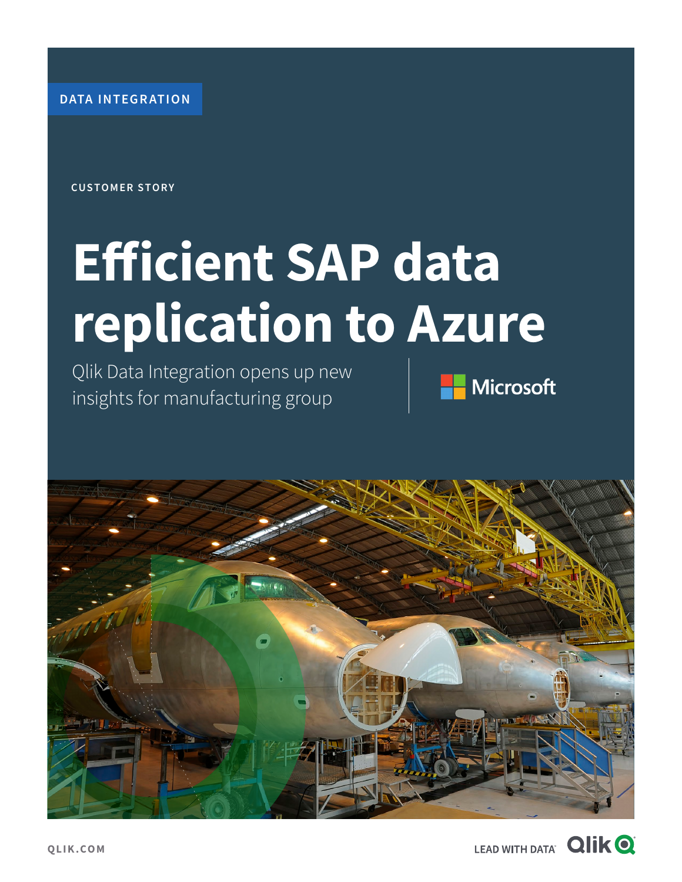DATA INTEGRATION

CUSTOMER STORY

# Efficient SAP data replication to Azure

Qlik Data Integration opens up new insights for manufacturing group

Microsoft

QLIK.COM

LEAD WITH DATA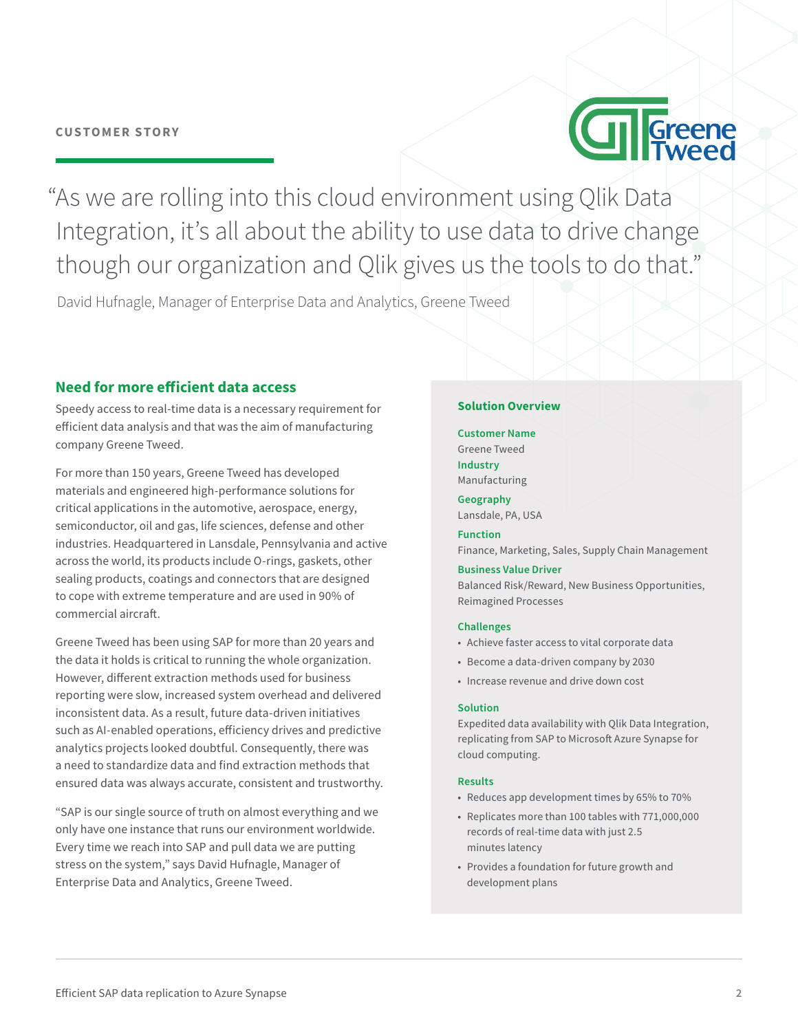CUSTOMER STORY

> "As we are rolling into this cloud environment using Qlik Data Integration, it's all about the ability to use data to drive change though our organization and Qlik gives us the tools to do that."

David Hufnagle, Manager of Enterprise Data and Analytics, Greene Tweed

## Need for more efficient data access

Speedy access to real-time data is a necessary requirement for efficient data analysis and that was the aim of manufacturing company Greene Tweed.

For more than 150 years, Greene Tweed has developed materials and engineered high-performance solutions for critical applications in the automotive, aerospace, energy, semiconductor, oil and gas, life sciences, defense and other industries. Headquartered in Lansdale, Pennsylvania and active across the world, its products include O-rings, gaskets, other sealing products, coatings and connectors that are designed to cope with extreme temperature and are used in 90% of commercial aircraft.

Greene Tweed has been using SAP for more than 20 years and the data it holds is critical to running the whole organization. However, different extraction methods used for business reporting were slow, increased system overhead and delivered inconsistent data. As a result, future data-driven initiatives such as AI-enabled operations, efficiency drives and predictive analytics projects looked doubtful. Consequently, there was a need to standardize data and find extraction methods that ensured data was always accurate, consistent and trustworthy.

"SAP is our single source of truth on almost everything and we only have one instance that runs our environment worldwide. Every time we reach into SAP and pull data we are putting stress on the system," says David Hufnagle, Manager of Enterprise Data and Analytics, Greene Tweed.

### Solution Overview

**Customer Name**
Greene Tweed

**Industry**
Manufacturing

**Geography**
Lansdale, PA, USA

**Function**
Finance, Marketing, Sales, Supply Chain Management

**Business Value Driver**
Balanced Risk/Reward, New Business Opportunities, Reimagined Processes

**Challenges**

- Achieve faster access to vital corporate data
- Become a data-driven company by 2030
- Increase revenue and drive down cost

**Solution**
Expedited data availability with Qlik Data Integration, replicating from SAP to Microsoft Azure Synapse for cloud computing.

**Results**

- Reduces app development times by 65% to 70%
- Replicates more than 100 tables with 771,000,000 records of real-time data with just 2.5 minutes latency
- Provides a foundation for future growth and development plans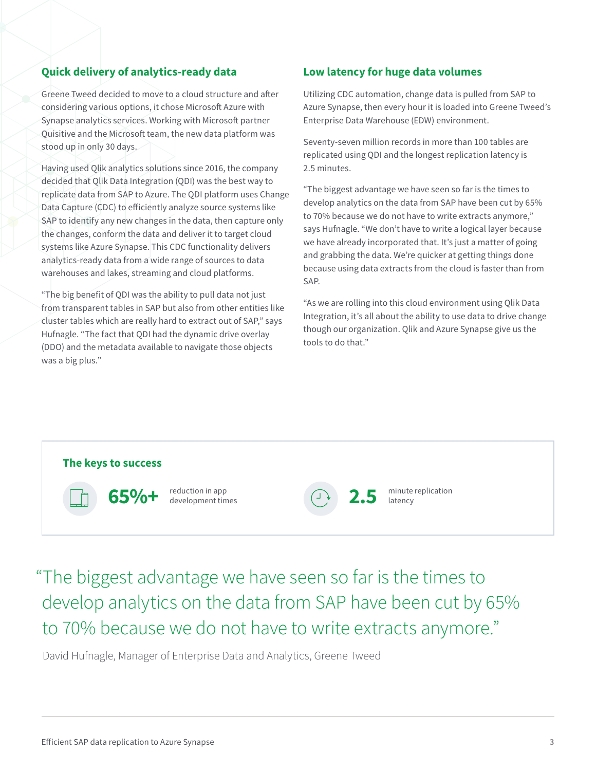## Quick delivery of analytics-ready data

Greene Tweed decided to move to a cloud structure and after considering various options, it chose Microsoft Azure with Synapse analytics services. Working with Microsoft partner Quisitive and the Microsoft team, the new data platform was stood up in only 30 days.

Having used Qlik analytics solutions since 2016, the company decided that Qlik Data Integration (QDI) was the best way to replicate data from SAP to Azure. The QDI platform uses Change Data Capture (CDC) to efficiently analyze source systems like SAP to identify any new changes in the data, then capture only the changes, conform the data and deliver it to target cloud systems like Azure Synapse. This CDC functionality delivers analytics-ready data from a wide range of sources to data warehouses and lakes, streaming and cloud platforms.

“The big benefit of QDI was the ability to pull data not just from transparent tables in SAP but also from other entities like cluster tables which are really hard to extract out of SAP,” says Hufnagle. “The fact that QDI had the dynamic drive overlay (DDO) and the metadata available to navigate those objects was a big plus.”

## Low latency for huge data volumes

Utilizing CDC automation, change data is pulled from SAP to Azure Synapse, then every hour it is loaded into Greene Tweed’s Enterprise Data Warehouse (EDW) environment.

Seventy-seven million records in more than 100 tables are replicated using QDI and the longest replication latency is 2.5 minutes.

“The biggest advantage we have seen so far is the times to develop analytics on the data from SAP have been cut by 65% to 70% because we do not have to write extracts anymore,” says Hufnagle. “We don’t have to write a logical layer because we have already incorporated that. It’s just a matter of going and grabbing the data. We’re quicker at getting things done because using data extracts from the cloud is faster than from SAP.

“As we are rolling into this cloud environment using Qlik Data Integration, it’s all about the ability to use data to drive change though our organization. Qlik and Azure Synapse give us the tools to do that.”

### The keys to success

**65%+** reduction in app development times

**2.5** minute replication latency

> “The biggest advantage we have seen so far is the times to develop analytics on the data from SAP have been cut by 65% to 70% because we do not have to write extracts anymore.”
>
> David Hufnagle, Manager of Enterprise Data and Analytics, Greene Tweed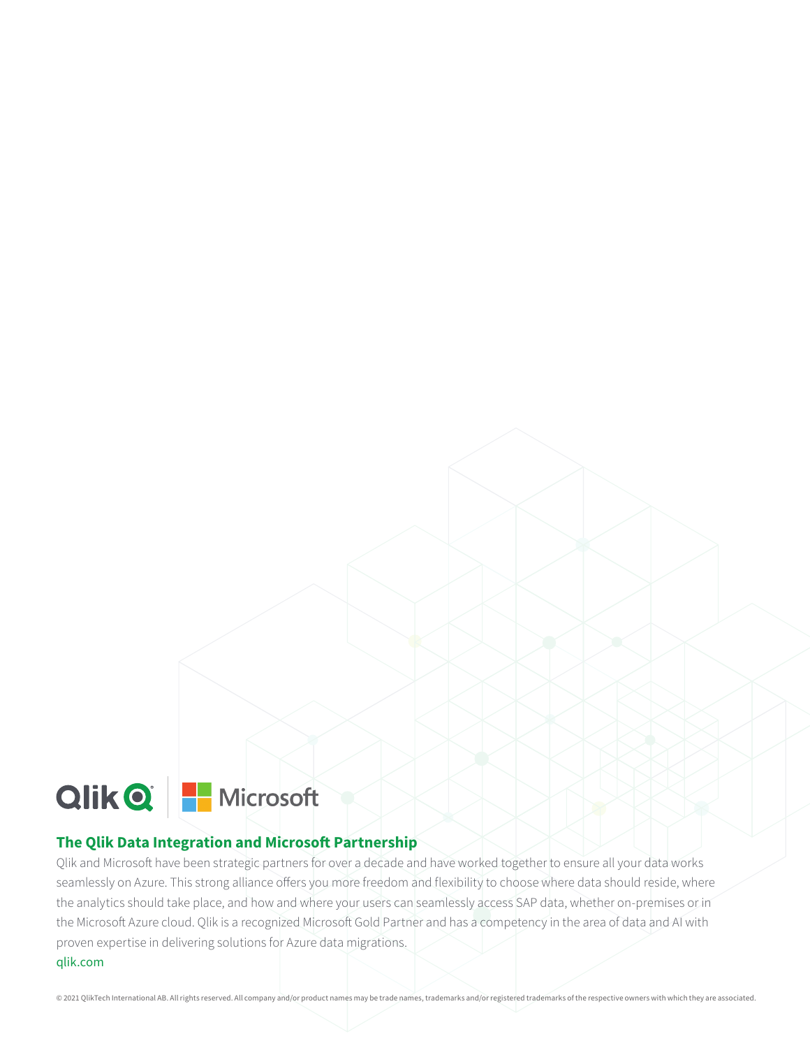Qlik | Microsoft

## The Qlik Data Integration and Microsoft Partnership

Qlik and Microsoft have been strategic partners for over a decade and have worked together to ensure all your data works seamlessly on Azure. This strong alliance offers you more freedom and flexibility to choose where data should reside, where the analytics should take place, and how and where your users can seamlessly access SAP data, whether on-premises or in the Microsoft Azure cloud. Qlik is a recognized Microsoft Gold Partner and has a competency in the area of data and AI with proven expertise in delivering solutions for Azure data migrations.

qlik.com

© 2021 QlikTech International AB. All rights reserved. All company and/or product names may be trade names, trademarks and/or registered trademarks of the respective owners with which they are associated.